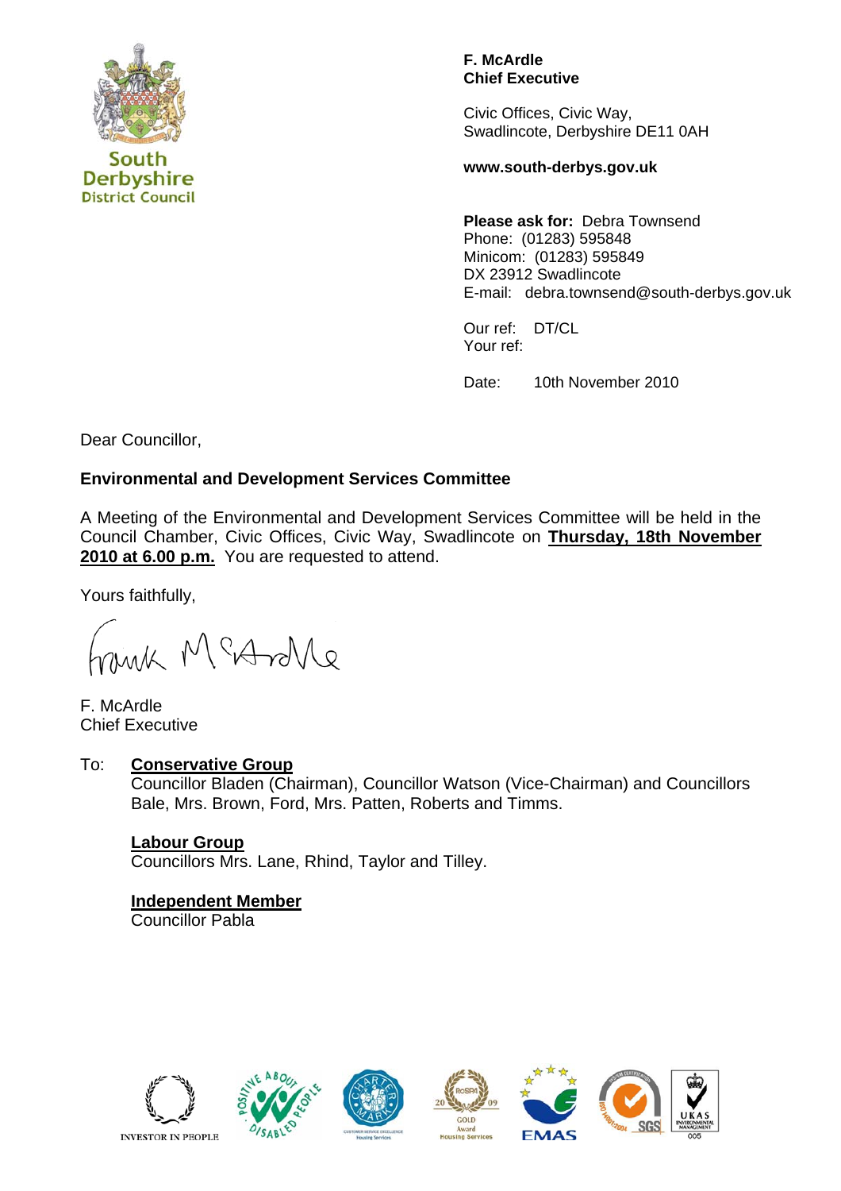South Derbyshire District Council

**F. McArdle**
**Chief Executive**

Civic Offices, Civic Way,
Swadlincote, Derbyshire DE11 0AH

**www.south-derbys.gov.uk**

**Please ask for:** Debra Townsend
Phone: (01283) 595848
Minicom: (01283) 595849
DX 23912 Swadlincote
E-mail: debra.townsend@south-derbys.gov.uk

Our ref: DT/CL
Your ref:

Date: 10th November 2010

Dear Councillor,

**Environmental and Development Services Committee**

A Meeting of the Environmental and Development Services Committee will be held in the Council Chamber, Civic Offices, Civic Way, Swadlincote on **Thursday, 18th November 2010 at 6.00 p.m.** You are requested to attend.

Yours faithfully,

Frank McArdle

F. McArdle
Chief Executive

To: **Conservative Group**
Councillor Bladen (Chairman), Councillor Watson (Vice-Chairman) and Councillors Bale, Mrs. Brown, Ford, Mrs. Patten, Roberts and Timms.

**Labour Group**
Councillors Mrs. Lane, Rhind, Taylor and Tilley.

**Independent Member**
Councillor Pabla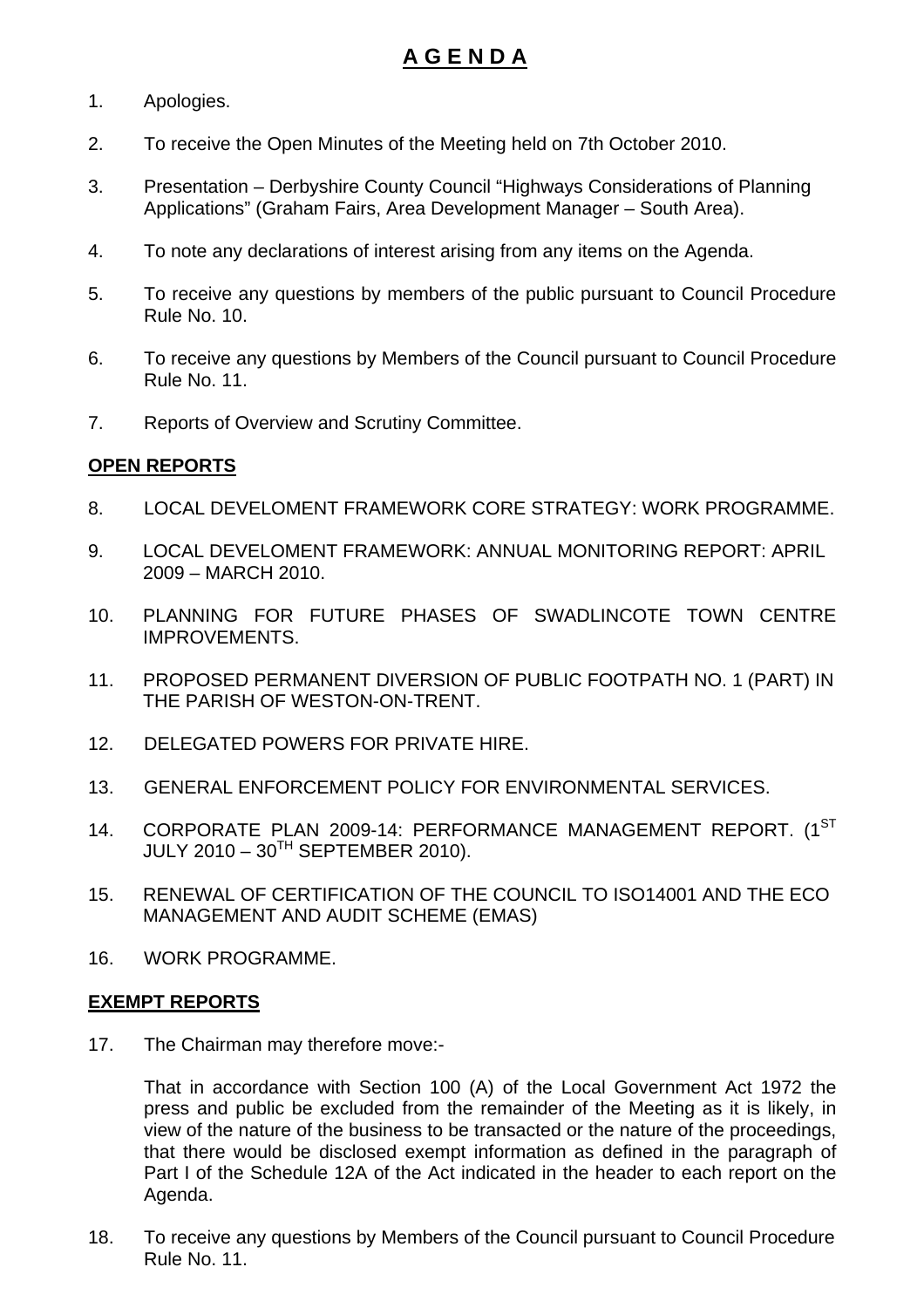# A G E N D A

1. Apologies.

2. To receive the Open Minutes of the Meeting held on 7th October 2010.

3. Presentation – Derbyshire County Council "Highways Considerations of Planning Applications" (Graham Fairs, Area Development Manager – South Area).

4. To note any declarations of interest arising from any items on the Agenda.

5. To receive any questions by members of the public pursuant to Council Procedure Rule No. 10.

6. To receive any questions by Members of the Council pursuant to Council Procedure Rule No. 11.

7. Reports of Overview and Scrutiny Committee.

**OPEN REPORTS**

8. LOCAL DEVELOMENT FRAMEWORK CORE STRATEGY: WORK PROGRAMME.

9. LOCAL DEVELOMENT FRAMEWORK: ANNUAL MONITORING REPORT: APRIL 2009 – MARCH 2010.

10. PLANNING FOR FUTURE PHASES OF SWADLINCOTE TOWN CENTRE IMPROVEMENTS.

11. PROPOSED PERMANENT DIVERSION OF PUBLIC FOOTPATH NO. 1 (PART) IN THE PARISH OF WESTON-ON-TRENT.

12. DELEGATED POWERS FOR PRIVATE HIRE.

13. GENERAL ENFORCEMENT POLICY FOR ENVIRONMENTAL SERVICES.

14. CORPORATE PLAN 2009-14: PERFORMANCE MANAGEMENT REPORT. (1ST JULY 2010 – 30TH SEPTEMBER 2010).

15. RENEWAL OF CERTIFICATION OF THE COUNCIL TO ISO14001 AND THE ECO MANAGEMENT AND AUDIT SCHEME (EMAS)

16. WORK PROGRAMME.

**EXEMPT REPORTS**

17. The Chairman may therefore move:-

    That in accordance with Section 100 (A) of the Local Government Act 1972 the press and public be excluded from the remainder of the Meeting as it is likely, in view of the nature of the business to be transacted or the nature of the proceedings, that there would be disclosed exempt information as defined in the paragraph of Part I of the Schedule 12A of the Act indicated in the header to each report on the Agenda.

18. To receive any questions by Members of the Council pursuant to Council Procedure Rule No. 11.